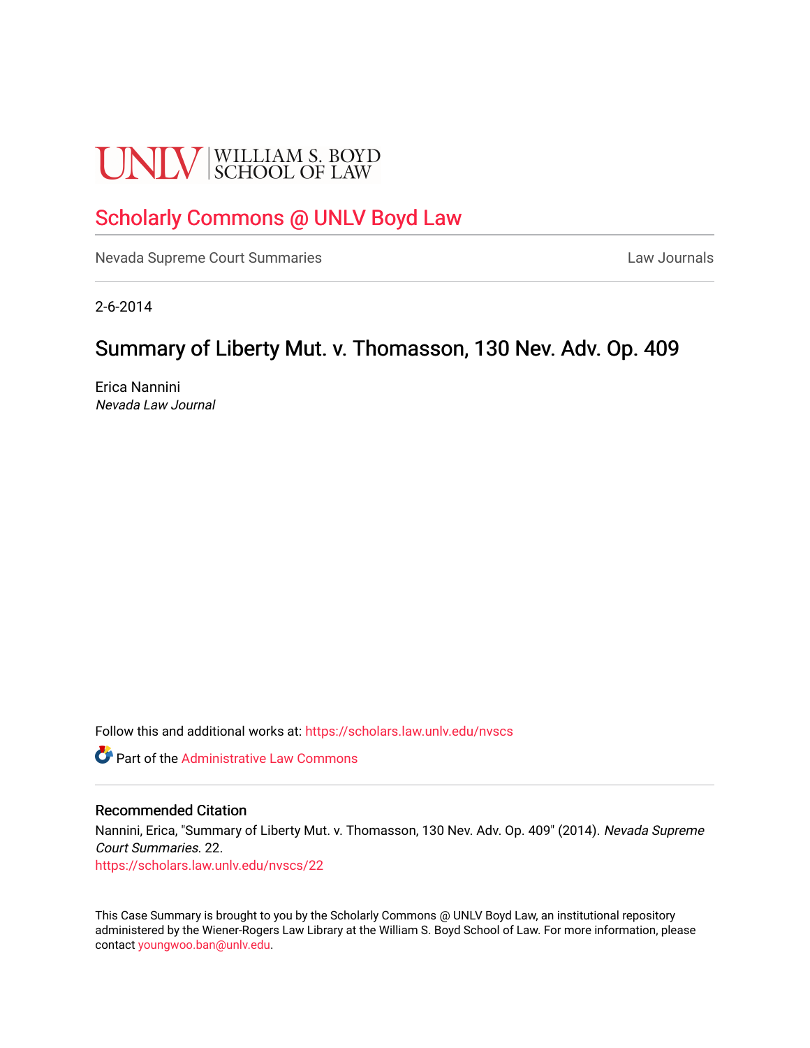UNLV | WILLIAM S. BOYD SCHOOL OF LAW

# Scholarly Commons @ UNLV Boyd Law

Nevada Supreme Court Summaries | Law Journals

2-6-2014

## Summary of Liberty Mut. v. Thomasson, 130 Nev. Adv. Op. 409

Erica Nannini
*Nevada Law Journal*

Follow this and additional works at: https://scholars.law.unlv.edu/nvscs

Part of the Administrative Law Commons

### Recommended Citation

Nannini, Erica, "Summary of Liberty Mut. v. Thomasson, 130 Nev. Adv. Op. 409" (2014). *Nevada Supreme Court Summaries*. 22.
https://scholars.law.unlv.edu/nvscs/22

This Case Summary is brought to you by the Scholarly Commons @ UNLV Boyd Law, an institutional repository administered by the Wiener-Rogers Law Library at the William S. Boyd School of Law. For more information, please contact youngwoo.ban@unlv.edu.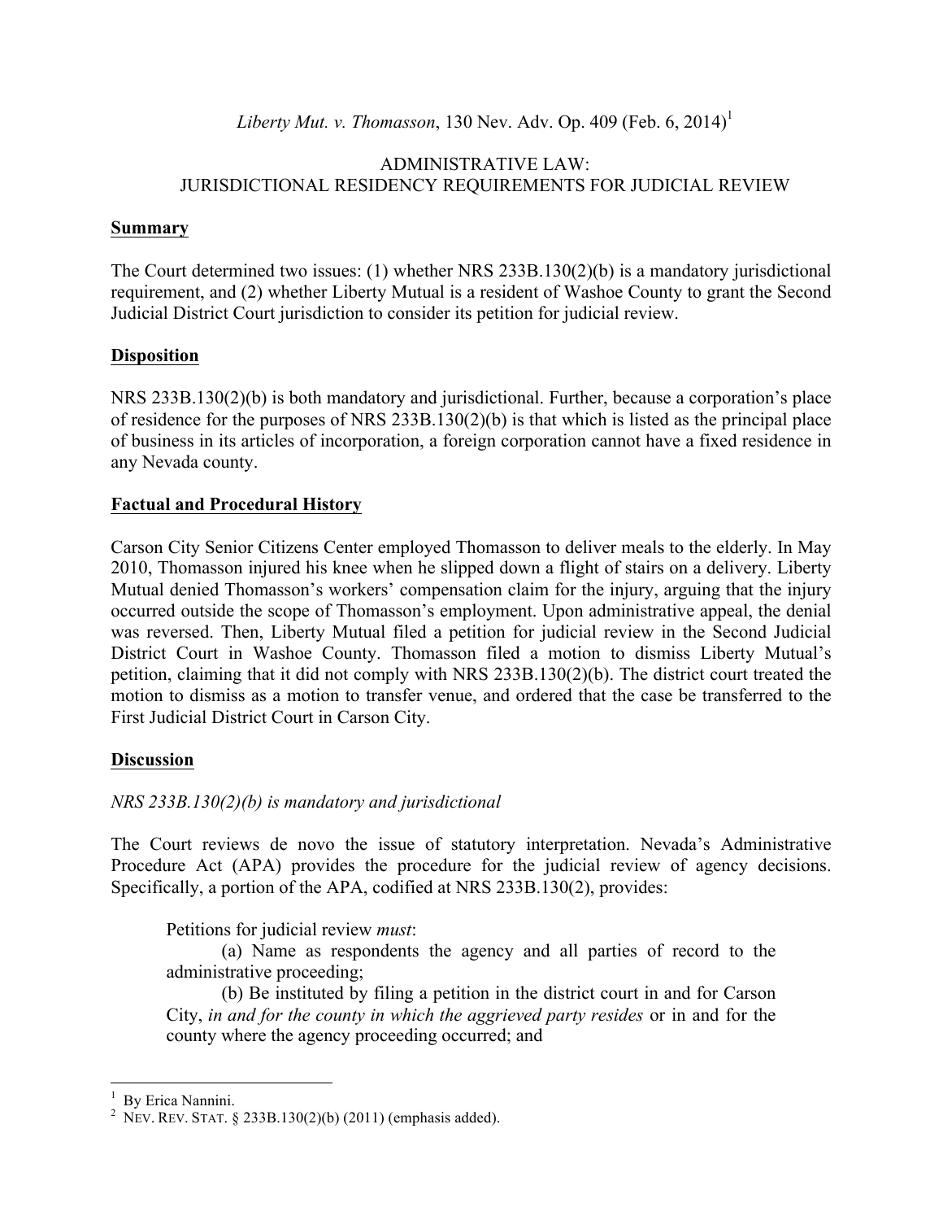*Liberty Mut. v. Thomasson*, 130 Nev. Adv. Op. 409 (Feb. 6, 2014)[1]

ADMINISTRATIVE LAW:
JURISDICTIONAL RESIDENCY REQUIREMENTS FOR JUDICIAL REVIEW

**Summary**

The Court determined two issues: (1) whether NRS 233B.130(2)(b) is a mandatory jurisdictional requirement, and (2) whether Liberty Mutual is a resident of Washoe County to grant the Second Judicial District Court jurisdiction to consider its petition for judicial review.

**Disposition**

NRS 233B.130(2)(b) is both mandatory and jurisdictional. Further, because a corporation's place of residence for the purposes of NRS 233B.130(2)(b) is that which is listed as the principal place of business in its articles of incorporation, a foreign corporation cannot have a fixed residence in any Nevada county.

**Factual and Procedural History**

Carson City Senior Citizens Center employed Thomasson to deliver meals to the elderly. In May 2010, Thomasson injured his knee when he slipped down a flight of stairs on a delivery. Liberty Mutual denied Thomasson's workers' compensation claim for the injury, arguing that the injury occurred outside the scope of Thomasson's employment. Upon administrative appeal, the denial was reversed. Then, Liberty Mutual filed a petition for judicial review in the Second Judicial District Court in Washoe County. Thomasson filed a motion to dismiss Liberty Mutual's petition, claiming that it did not comply with NRS 233B.130(2)(b). The district court treated the motion to dismiss as a motion to transfer venue, and ordered that the case be transferred to the First Judicial District Court in Carson City.

**Discussion**

*NRS 233B.130(2)(b) is mandatory and jurisdictional*

The Court reviews de novo the issue of statutory interpretation. Nevada's Administrative Procedure Act (APA) provides the procedure for the judicial review of agency decisions. Specifically, a portion of the APA, codified at NRS 233B.130(2), provides:

> Petitions for judicial review *must*:
>
> (a) Name as respondents the agency and all parties of record to the administrative proceeding;
>
> (b) Be instituted by filing a petition in the district court in and for Carson City, *in and for the county in which the aggrieved party resides* or in and for the county where the agency proceeding occurred; and

---

[1] By Erica Nannini.

[2] NEV. REV. STAT. § 233B.130(2)(b) (2011) (emphasis added).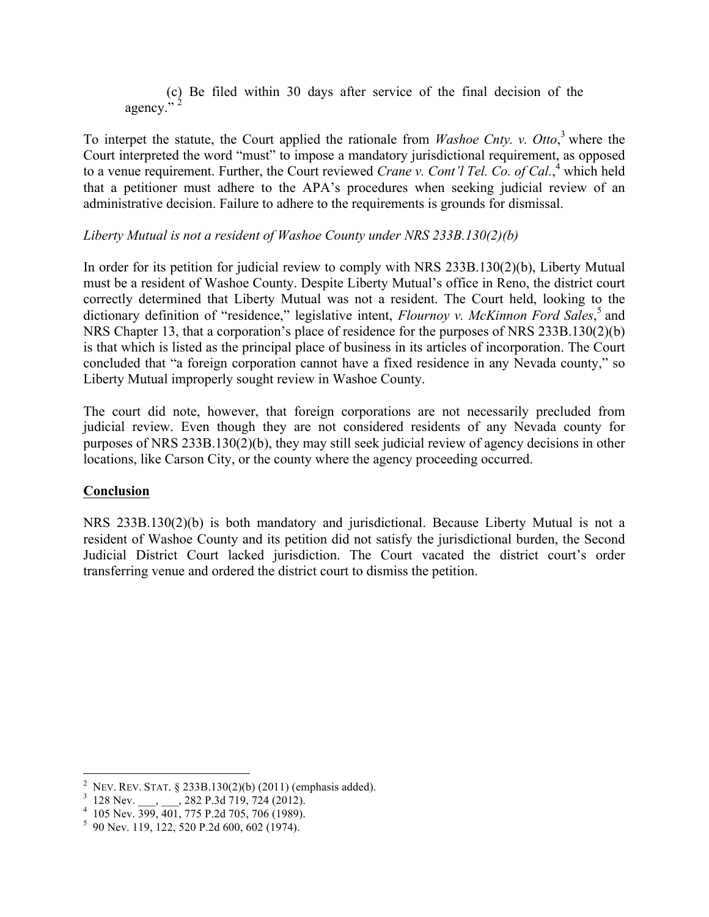(c) Be filed within 30 days after service of the final decision of the agency."[2]

To interpet the statute, the Court applied the rationale from *Washoe Cnty. v. Otto*,[3] where the Court interpreted the word "must" to impose a mandatory jurisdictional requirement, as opposed to a venue requirement. Further, the Court reviewed *Crane v. Cont'l Tel. Co. of Cal.*,[4] which held that a petitioner must adhere to the APA's procedures when seeking judicial review of an administrative decision. Failure to adhere to the requirements is grounds for dismissal.

*Liberty Mutual is not a resident of Washoe County under NRS 233B.130(2)(b)*

In order for its petition for judicial review to comply with NRS 233B.130(2)(b), Liberty Mutual must be a resident of Washoe County. Despite Liberty Mutual's office in Reno, the district court correctly determined that Liberty Mutual was not a resident. The Court held, looking to the dictionary definition of "residence," legislative intent, *Flournoy v. McKinnon Ford Sales*,[5] and NRS Chapter 13, that a corporation's place of residence for the purposes of NRS 233B.130(2)(b) is that which is listed as the principal place of business in its articles of incorporation. The Court concluded that "a foreign corporation cannot have a fixed residence in any Nevada county," so Liberty Mutual improperly sought review in Washoe County.

The court did note, however, that foreign corporations are not necessarily precluded from judicial review. Even though they are not considered residents of any Nevada county for purposes of NRS 233B.130(2)(b), they may still seek judicial review of agency decisions in other locations, like Carson City, or the county where the agency proceeding occurred.

## Conclusion

NRS 233B.130(2)(b) is both mandatory and jurisdictional. Because Liberty Mutual is not a resident of Washoe County and its petition did not satisfy the jurisdictional burden, the Second Judicial District Court lacked jurisdiction. The Court vacated the district court's order transferring venue and ordered the district court to dismiss the petition.

---

[2] NEV. REV. STAT. § 233B.130(2)(b) (2011) (emphasis added).

[3] 128 Nev. ___, ___, 282 P.3d 719, 724 (2012).

[4] 105 Nev. 399, 401, 775 P.2d 705, 706 (1989).

[5] 90 Nev. 119, 122, 520 P.2d 600, 602 (1974).